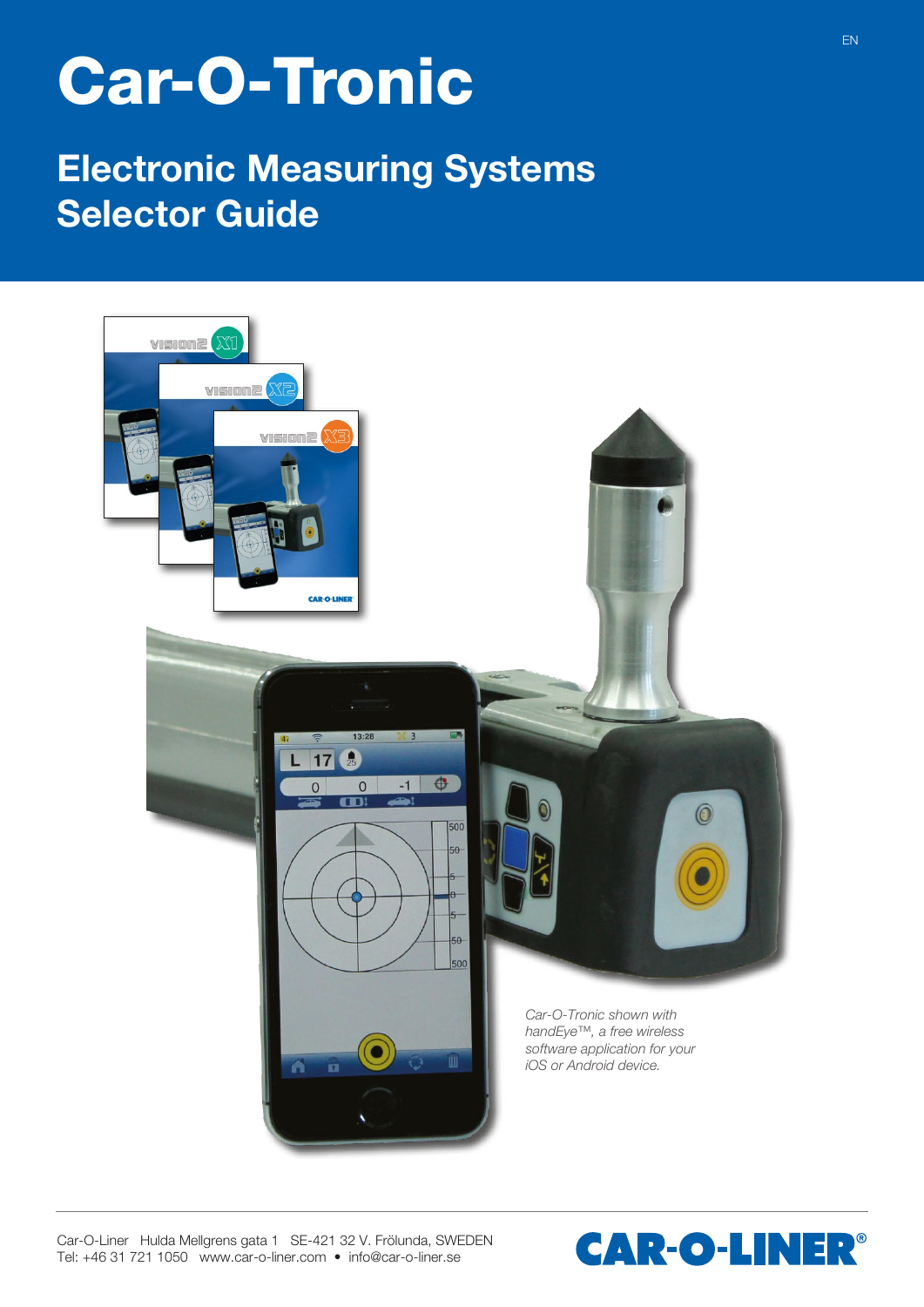EN

# Car-O-Tronic

## Electronic Measuring Systems Selector Guide

*Car-O-Tronic shown with handEye™, a free wireless software application for your iOS or Android device.*

Car-O-Liner Hulda Mellgrens gata 1 SE-421 32 V. Frölunda, SWEDEN
Tel: +46 31 721 1050 www.car-o-liner.com • info@car-o-liner.se

CAR-O-LINER®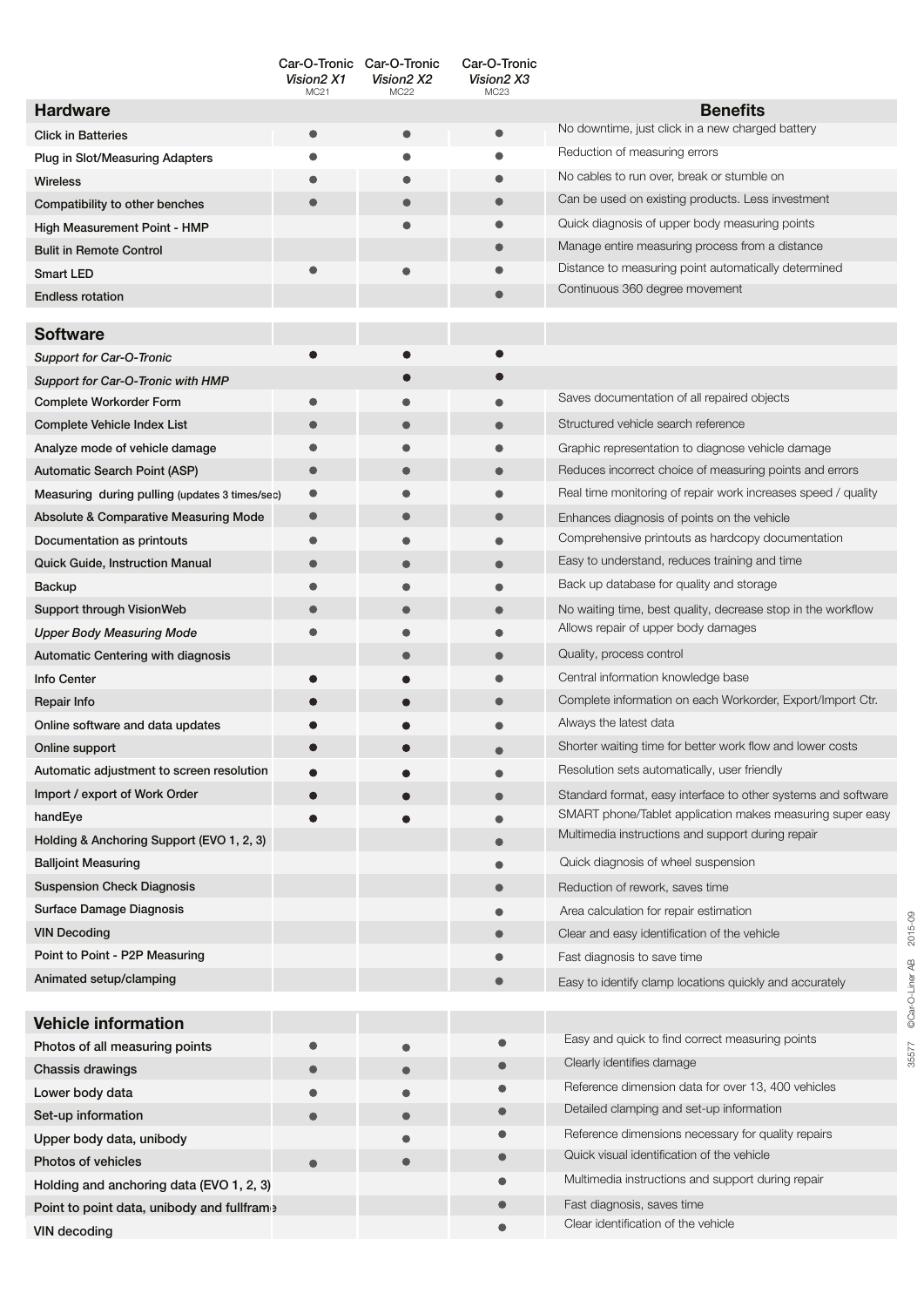| | Car-O-Tronic *Vision2 X1* MC21 | Car-O-Tronic *Vision2 X2* MC22 | Car-O-Tronic *Vision2 X3* MC23 | |
|---|---|---|---|---|
| **Hardware** | | | | **Benefits** |
| Click in Batteries | ● | ● | ● | No downtime, just click in a new charged battery |
| Plug in Slot/Measuring Adapters | ● | ● | ● | Reduction of measuring errors |
| Wireless | ● | ● | ● | No cables to run over, break or stumble on |
| Compatibility to other benches | ● | ● | ● | Can be used on existing products. Less investment |
| High Measurement Point - HMP | | ● | ● | Quick diagnosis of upper body measuring points |
| Bulit in Remote Control | | | ● | Manage entire measuring process from a distance |
| Smart LED | ● | ● | ● | Distance to measuring point automatically determined |
| Endless rotation | | | ● | Continuous 360 degree movement |
| **Software** | | | | |
| *Support for Car-O-Tronic* | ● | ● | ● | |
| *Support for Car-O-Tronic with HMP* | | ● | ● | |
| Complete Workorder Form | ● | ● | ● | Saves documentation of all repaired objects |
| Complete Vehicle Index List | ● | ● | ● | Structured vehicle search reference |
| Analyze mode of vehicle damage | ● | ● | ● | Graphic representation to diagnose vehicle damage |
| Automatic Search Point (ASP) | ● | ● | ● | Reduces incorrect choice of measuring points and errors |
| Measuring during pulling (updates 3 times/sec) | ● | ● | ● | Real time monitoring of repair work increases speed / quality |
| Absolute & Comparative Measuring Mode | ● | ● | ● | Enhances diagnosis of points on the vehicle |
| Documentation as printouts | ● | ● | ● | Comprehensive printouts as hardcopy documentation |
| Quick Guide, Instruction Manual | ● | ● | ● | Easy to understand, reduces training and time |
| Backup | ● | ● | ● | Back up database for quality and storage |
| Support through VisionWeb | ● | ● | ● | No waiting time, best quality, decrease stop in the workflow |
| *Upper Body Measuring Mode* | ● | ● | ● | Allows repair of upper body damages |
| Automatic Centering with diagnosis | | ● | ● | Quality, process control |
| Info Center | ● | ● | ● | Central information knowledge base |
| Repair Info | ● | ● | ● | Complete information on each Workorder, Export/Import Ctr. |
| Online software and data updates | ● | ● | ● | Always the latest data |
| Online support | ● | ● | ● | Shorter waiting time for better work flow and lower costs |
| Automatic adjustment to screen resolution | ● | ● | ● | Resolution sets automatically, user friendly |
| Import / export of Work Order | ● | ● | ● | Standard format, easy interface to other systems and software |
| handEye | ● | ● | ● | SMART phone/Tablet application makes measuring super easy |
| Holding & Anchoring Support (EVO 1, 2, 3) | | | ● | Multimedia instructions and support during repair |
| Balljoint Measuring | | | ● | Quick diagnosis of wheel suspension |
| Suspension Check Diagnosis | | | ● | Reduction of rework, saves time |
| Surface Damage Diagnosis | | | ● | Area calculation for repair estimation |
| VIN Decoding | | | ● | Clear and easy identification of the vehicle |
| Point to Point - P2P Measuring | | | ● | Fast diagnosis to save time |
| Animated setup/clamping | | | ● | Easy to identify clamp locations quickly and accurately |
| **Vehicle information** | | | | |
| Photos of all measuring points | ● | ● | ● | Easy and quick to find correct measuring points |
| Chassis drawings | ● | ● | ● | Clearly identifies damage |
| Lower body data | ● | ● | ● | Reference dimension data for over 13, 400 vehicles |
| Set-up information | ● | ● | ● | Detailed clamping and set-up information |
| Upper body data, unibody | | ● | ● | Reference dimensions necessary for quality repairs |
| Photos of vehicles | ● | ● | ● | Quick visual identification of the vehicle |
| Holding and anchoring data (EVO 1, 2, 3) | | | ● | Multimedia instructions and support during repair |
| Point to point data, unibody and fullframe | | | ● | Fast diagnosis, saves time |
| VIN decoding | | | ● | Clear identification of the vehicle |

35577 ©Car-O-Liner AB 2015-09